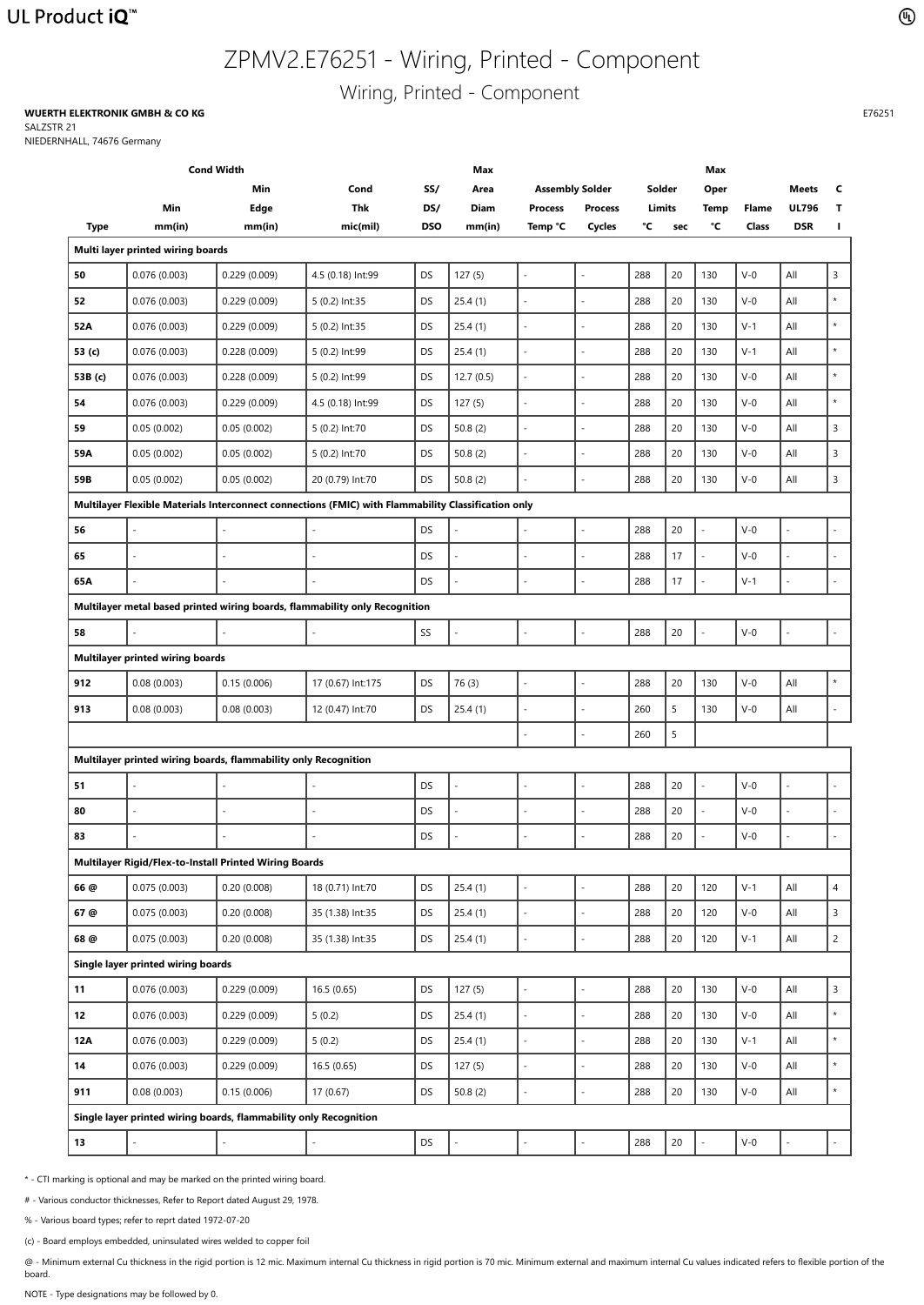# ZPMV2.E76251 - Wiring, Printed - Component

## Wiring, Printed - Component

**WUERTH ELEKTRONIK GMBH & CO KG**
SALZSTR 21
NIEDERNHALL, 74676 Germany

E76251

| Type | Cond Width Min mm(in) | Min Edge mm(in) | Cond Thk mic(mil) | SS/ DS/ DSO | Max Area Diam mm(in) | Assembly Solder Process Temp °C | Assembly Solder Process Cycles | Solder Limits °C | Solder Limits sec | Max Oper Temp °C | Flame Class | Meets UL796 DSR | CTI |
|---|---|---|---|---|---|---|---|---|---|---|---|---|---|
| **Multi layer printed wiring boards** | | | | | | | | | | | | | |
| **50** | 0.076 (0.003) | 0.229 (0.009) | 4.5 (0.18) Int:99 | DS | 127 (5) | - | - | 288 | 20 | 130 | V-0 | All | 3 |
| **52** | 0.076 (0.003) | 0.229 (0.009) | 5 (0.2) Int:35 | DS | 25.4 (1) | - | - | 288 | 20 | 130 | V-0 | All | * |
| **52A** | 0.076 (0.003) | 0.229 (0.009) | 5 (0.2) Int:35 | DS | 25.4 (1) | - | - | 288 | 20 | 130 | V-1 | All | * |
| **53 (c)** | 0.076 (0.003) | 0.228 (0.009) | 5 (0.2) Int:99 | DS | 25.4 (1) | - | - | 288 | 20 | 130 | V-1 | All | * |
| **53B (c)** | 0.076 (0.003) | 0.228 (0.009) | 5 (0.2) Int:99 | DS | 12.7 (0.5) | - | - | 288 | 20 | 130 | V-0 | All | * |
| **54** | 0.076 (0.003) | 0.229 (0.009) | 4.5 (0.18) Int:99 | DS | 127 (5) | - | - | 288 | 20 | 130 | V-0 | All | * |
| **59** | 0.05 (0.002) | 0.05 (0.002) | 5 (0.2) Int:70 | DS | 50.8 (2) | - | - | 288 | 20 | 130 | V-0 | All | 3 |
| **59A** | 0.05 (0.002) | 0.05 (0.002) | 5 (0.2) Int:70 | DS | 50.8 (2) | - | - | 288 | 20 | 130 | V-0 | All | 3 |
| **59B** | 0.05 (0.002) | 0.05 (0.002) | 20 (0.79) Int:70 | DS | 50.8 (2) | - | - | 288 | 20 | 130 | V-0 | All | 3 |
| **Multilayer Flexible Materials Interconnect connections (FMIC) with Flammability Classification only** | | | | | | | | | | | | | |
| **56** | - | - | - | DS | - | - | - | 288 | 20 | - | V-0 | - | - |
| **65** | - | - | - | DS | - | - | - | 288 | 17 | - | V-0 | - | - |
| **65A** | - | - | - | DS | - | - | - | 288 | 17 | - | V-1 | - | - |
| **Multilayer metal based printed wiring boards, flammability only Recognition** | | | | | | | | | | | | | |
| **58** | - | - | - | SS | - | - | - | 288 | 20 | - | V-0 | - | - |
| **Multilayer printed wiring boards** | | | | | | | | | | | | | |
| **912** | 0.08 (0.003) | 0.15 (0.006) | 17 (0.67) Int:175 | DS | 76 (3) | - | - | 288 | 20 | 130 | V-0 | All | * |
| **913** | 0.08 (0.003) | 0.08 (0.003) | 12 (0.47) Int:70 | DS | 25.4 (1) | - | - | 260 | 5 | 130 | V-0 | All | - |
| | | | | | | - | - | 260 | 5 | | | | |
| **Multilayer printed wiring boards, flammability only Recognition** | | | | | | | | | | | | | |
| **51** | - | - | - | DS | - | - | - | 288 | 20 | - | V-0 | - | - |
| **80** | - | - | - | DS | - | - | - | 288 | 20 | - | V-0 | - | - |
| **83** | - | - | - | DS | - | - | - | 288 | 20 | - | V-0 | - | - |
| **Multilayer Rigid/Flex-to-Install Printed Wiring Boards** | | | | | | | | | | | | | |
| **66 @** | 0.075 (0.003) | 0.20 (0.008) | 18 (0.71) Int:70 | DS | 25.4 (1) | - | - | 288 | 20 | 120 | V-1 | All | 4 |
| **67 @** | 0.075 (0.003) | 0.20 (0.008) | 35 (1.38) Int:35 | DS | 25.4 (1) | - | - | 288 | 20 | 120 | V-0 | All | 3 |
| **68 @** | 0.075 (0.003) | 0.20 (0.008) | 35 (1.38) Int:35 | DS | 25.4 (1) | - | - | 288 | 20 | 120 | V-1 | All | 2 |
| **Single layer printed wiring boards** | | | | | | | | | | | | | |
| **11** | 0.076 (0.003) | 0.229 (0.009) | 16.5 (0.65) | DS | 127 (5) | - | - | 288 | 20 | 130 | V-0 | All | 3 |
| **12** | 0.076 (0.003) | 0.229 (0.009) | 5 (0.2) | DS | 25.4 (1) | - | - | 288 | 20 | 130 | V-0 | All | * |
| **12A** | 0.076 (0.003) | 0.229 (0.009) | 5 (0.2) | DS | 25.4 (1) | - | - | 288 | 20 | 130 | V-1 | All | * |
| **14** | 0.076 (0.003) | 0.229 (0.009) | 16.5 (0.65) | DS | 127 (5) | - | - | 288 | 20 | 130 | V-0 | All | * |
| **911** | 0.08 (0.003) | 0.15 (0.006) | 17 (0.67) | DS | 50.8 (2) | - | - | 288 | 20 | 130 | V-0 | All | * |
| **Single layer printed wiring boards, flammability only Recognition** | | | | | | | | | | | | | |
| **13** | - | - | - | DS | - | - | - | 288 | 20 | - | V-0 | - | - |

* - CTI marking is optional and may be marked on the printed wiring board.

# - Various conductor thicknesses, Refer to Report dated August 29, 1978.

% - Various board types; refer to reprt dated 1972-07-20

(c) - Board employs embedded, uninsulated wires welded to copper foil

@ - Minimum external Cu thickness in the rigid portion is 12 mic. Maximum internal Cu thickness in rigid portion is 70 mic. Minimum external and maximum internal Cu values indicated refers to flexible portion of the board.

NOTE - Type designations may be followed by 0.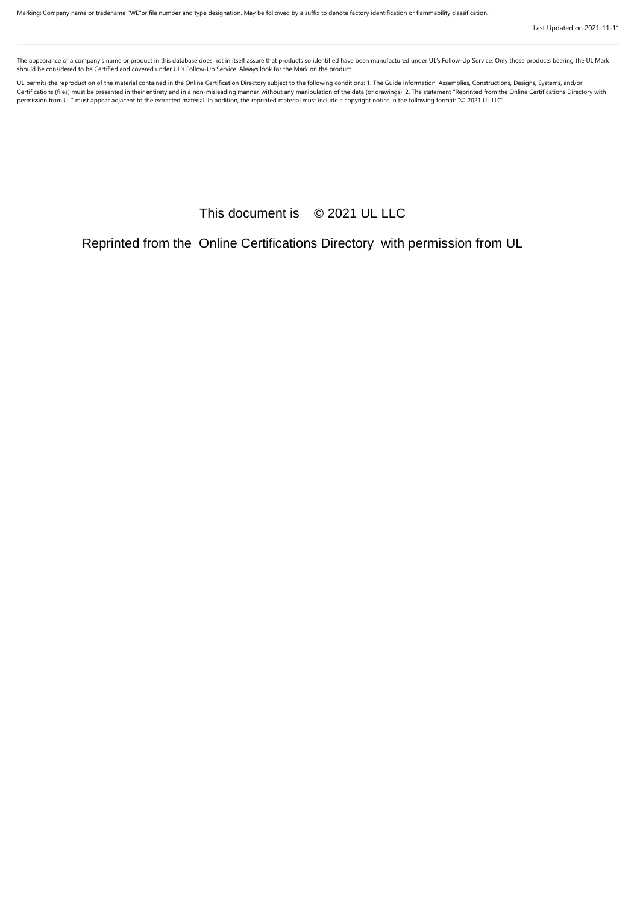Marking: Company name or tradename "WE"or file number and type designation. May be followed by a suffix to denote factory identification or flammability classification..

Last Updated on 2021-11-11

---

The appearance of a company's name or product in this database does not in itself assure that products so identified have been manufactured under UL's Follow-Up Service. Only those products bearing the UL Mark should be considered to be Certified and covered under UL's Follow-Up Service. Always look for the Mark on the product.

UL permits the reproduction of the material contained in the Online Certification Directory subject to the following conditions: 1. The Guide Information, Assemblies, Constructions, Designs, Systems, and/or Certifications (files) must be presented in their entirety and in a non-misleading manner, without any manipulation of the data (or drawings). 2. The statement "Reprinted from the Online Certifications Directory with permission from UL" must appear adjacent to the extracted material. In addition, the reprinted material must include a copyright notice in the following format: "© 2021 UL LLC"

This document is © 2021 UL LLC

Reprinted from the Online Certifications Directory with permission from UL